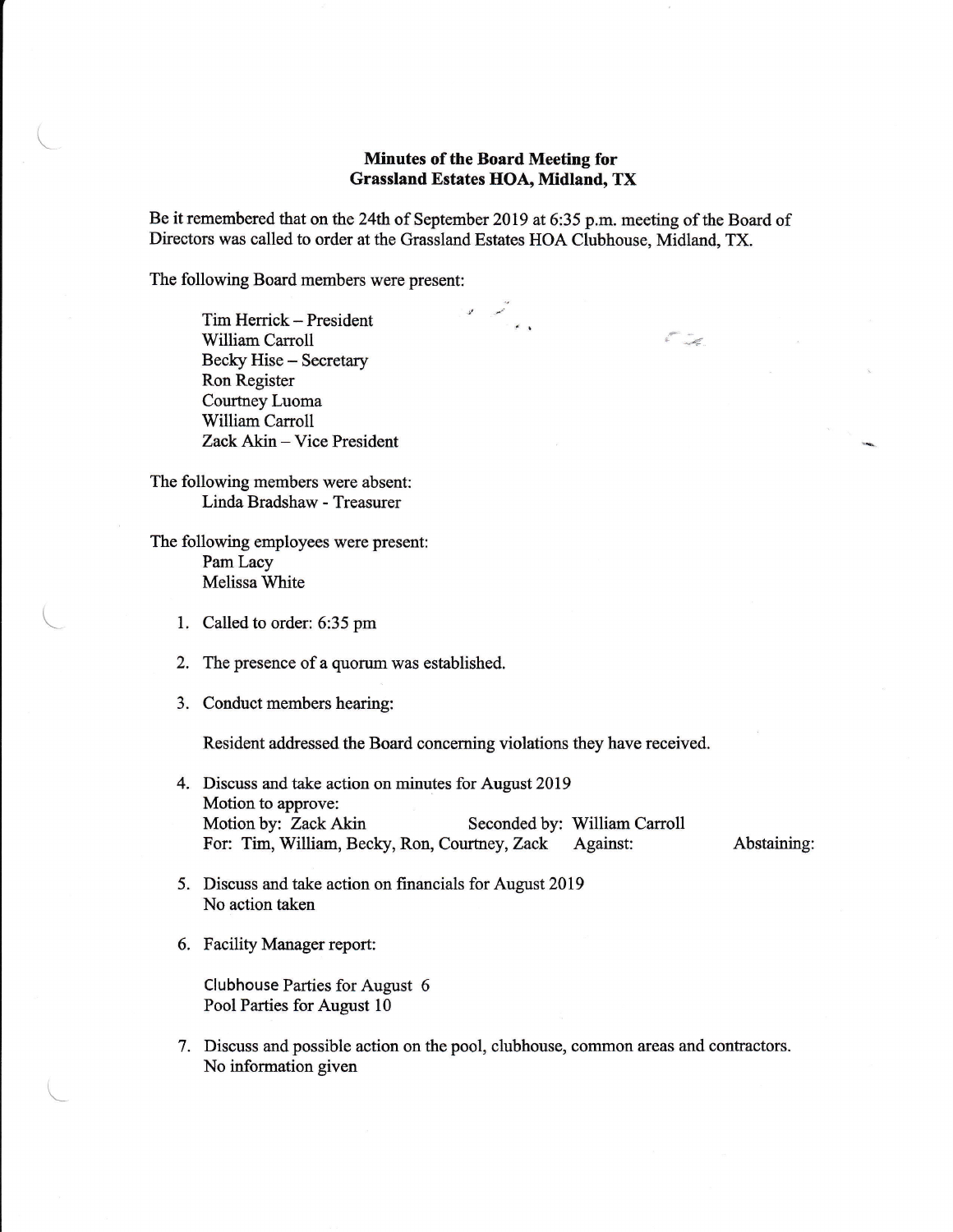**Minutes of the Board Meeting for**
**Grassland Estates HOA, Midland, TX**

Be it remembered that on the 24th of September 2019 at 6:35 p.m. meeting of the Board of Directors was called to order at the Grassland Estates HOA Clubhouse, Midland, TX.

The following Board members were present:

Tim Herrick – President
William Carroll
Becky Hise – Secretary
Ron Register
Courtney Luoma
William Carroll
Zack Akin – Vice President

The following members were absent:
Linda Bradshaw - Treasurer

The following employees were present:
Pam Lacy
Melissa White

1. Called to order: 6:35 pm

2. The presence of a quorum was established.

3. Conduct members hearing:

   Resident addressed the Board concerning violations they have received.

4. Discuss and take action on minutes for August 2019
   Motion to approve:
   Motion by: Zack Akin Seconded by: William Carroll
   For: Tim, William, Becky, Ron, Courtney, Zack Against: Abstaining:

5. Discuss and take action on financials for August 2019
   No action taken

6. Facility Manager report:

   Clubhouse Parties for August 6
   Pool Parties for August 10

7. Discuss and possible action on the pool, clubhouse, common areas and contractors.
   No information given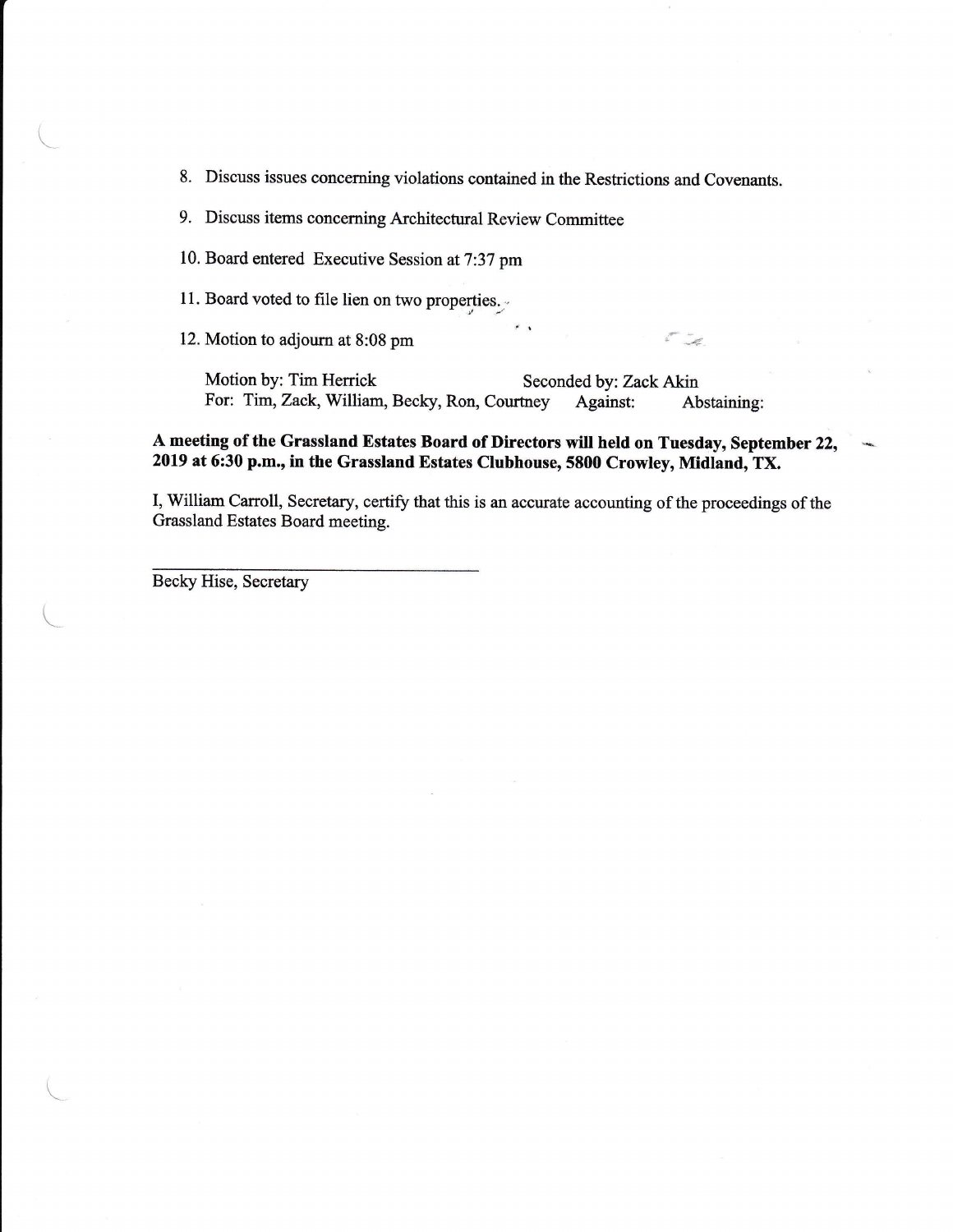8. Discuss issues concerning violations contained in the Restrictions and Covenants.
9. Discuss items concerning Architectural Review Committee
10. Board entered Executive Session at 7:37 pm
11. Board voted to file lien on two properties.
12. Motion to adjourn at 8:08 pm

    Motion by: Tim Herrick    Seconded by: Zack Akin
    For: Tim, Zack, William, Becky, Ron, Courtney    Against:    Abstaining:

**A meeting of the Grassland Estates Board of Directors will held on Tuesday, September 22, 2019 at 6:30 p.m., in the Grassland Estates Clubhouse, 5800 Crowley, Midland, TX.**

I, William Carroll, Secretary, certify that this is an accurate accounting of the proceedings of the Grassland Estates Board meeting.

\_\_\_\_\_\_\_\_\_\_\_\_\_\_\_\_\_\_\_\_\_\_\_\_\_\_\_\_\_\_\_\_\_\_\_\_

Becky Hise, Secretary